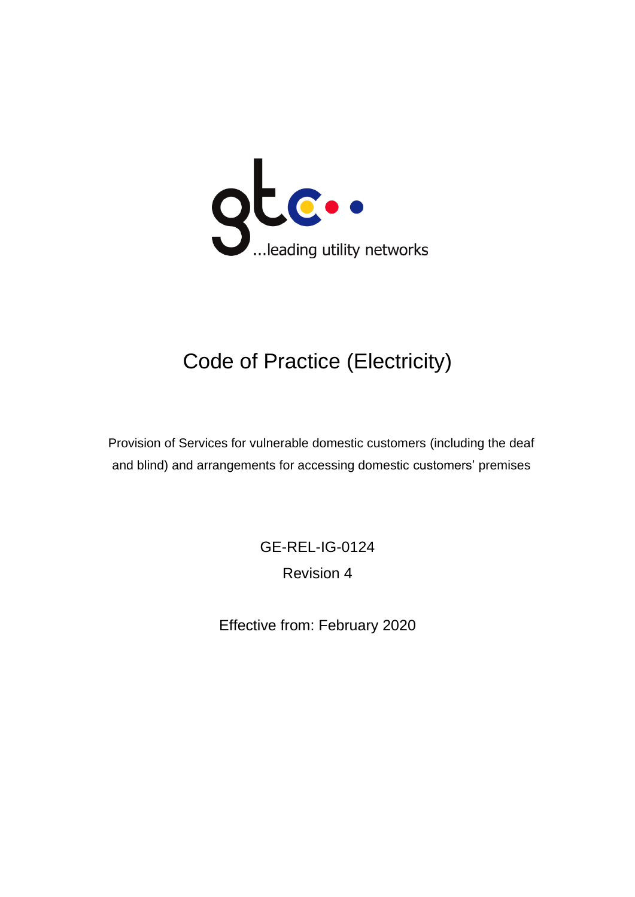gtc

...leading utility networks

# Code of Practice (Electricity)

Provision of Services for vulnerable domestic customers (including the deaf and blind) and arrangements for accessing domestic customers' premises

GE-REL-IG-0124

Revision 4

Effective from: February 2020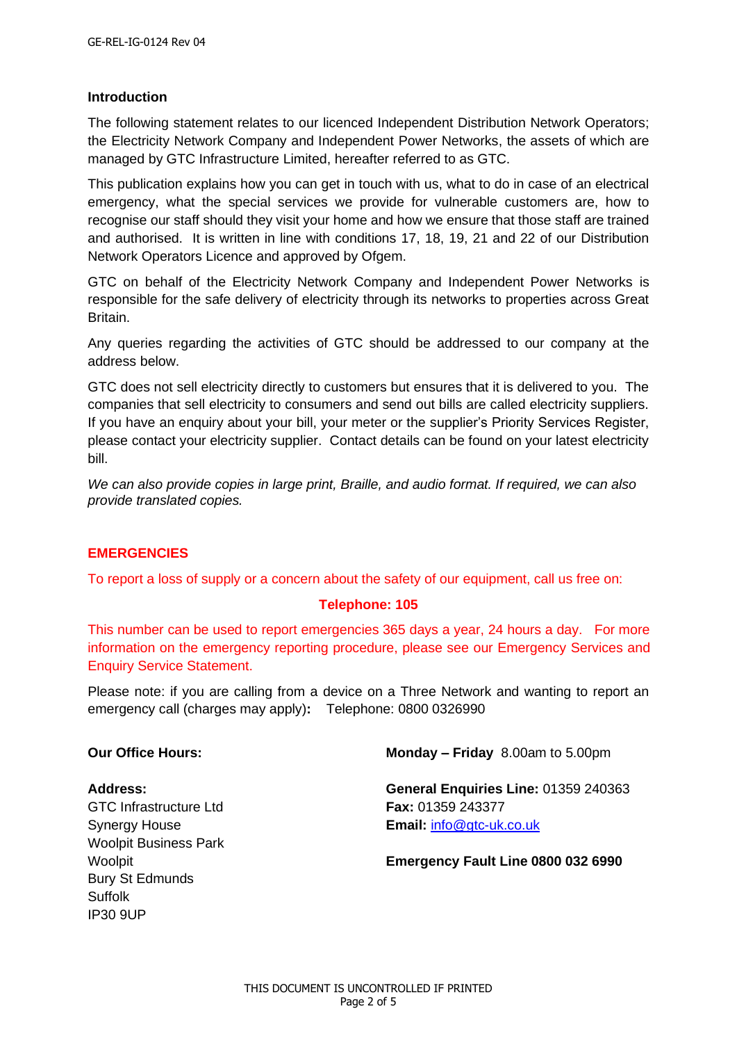## Introduction

The following statement relates to our licenced Independent Distribution Network Operators; the Electricity Network Company and Independent Power Networks, the assets of which are managed by GTC Infrastructure Limited, hereafter referred to as GTC.

This publication explains how you can get in touch with us, what to do in case of an electrical emergency, what the special services we provide for vulnerable customers are, how to recognise our staff should they visit your home and how we ensure that those staff are trained and authorised. It is written in line with conditions 17, 18, 19, 21 and 22 of our Distribution Network Operators Licence and approved by Ofgem.

GTC on behalf of the Electricity Network Company and Independent Power Networks is responsible for the safe delivery of electricity through its networks to properties across Great Britain.

Any queries regarding the activities of GTC should be addressed to our company at the address below.

GTC does not sell electricity directly to customers but ensures that it is delivered to you. The companies that sell electricity to consumers and send out bills are called electricity suppliers. If you have an enquiry about your bill, your meter or the supplier's Priority Services Register, please contact your electricity supplier. Contact details can be found on your latest electricity bill.

*We can also provide copies in large print, Braille, and audio format. If required, we can also provide translated copies.*

## EMERGENCIES

To report a loss of supply or a concern about the safety of our equipment, call us free on:

**Telephone: 105**

This number can be used to report emergencies 365 days a year, 24 hours a day. For more information on the emergency reporting procedure, please see our Emergency Services and Enquiry Service Statement.

Please note: if you are calling from a device on a Three Network and wanting to report an emergency call (charges may apply)**:** Telephone: 0800 0326990

**Our Office Hours:** **Monday – Friday** 8.00am to 5.00pm

**Address:**
GTC Infrastructure Ltd
Synergy House
Woolpit Business Park
Woolpit
Bury St Edmunds
Suffolk
IP30 9UP

**General Enquiries Line:** 01359 240363
**Fax:** 01359 243377
**Email:** info@gtc-uk.co.uk

**Emergency Fault Line 0800 032 6990**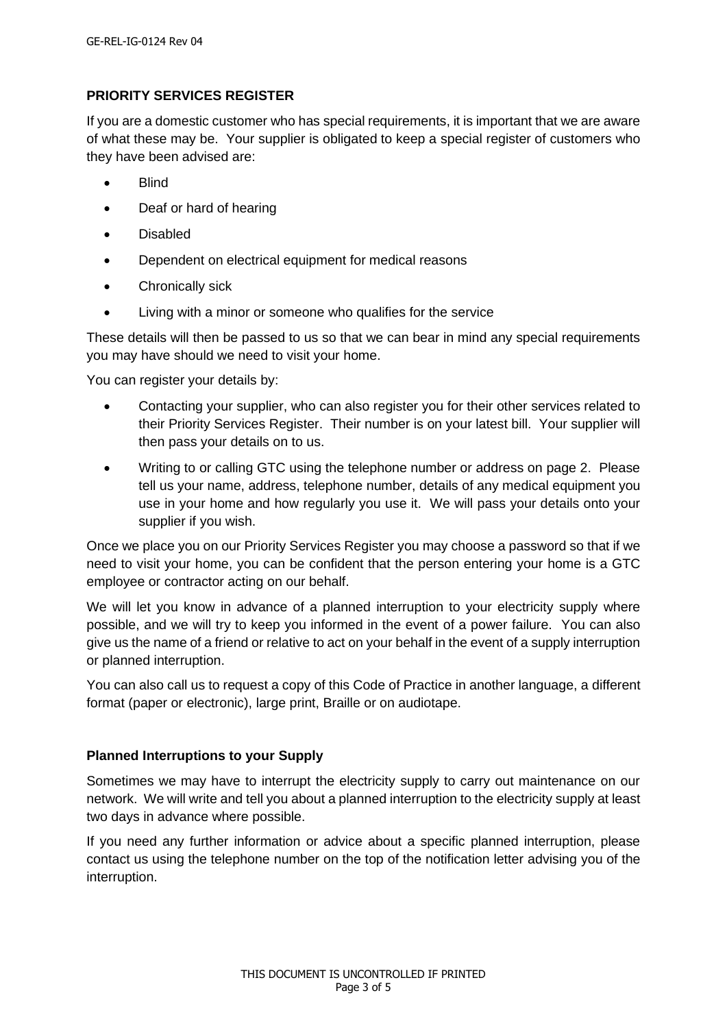## PRIORITY SERVICES REGISTER

If you are a domestic customer who has special requirements, it is important that we are aware of what these may be. Your supplier is obligated to keep a special register of customers who they have been advised are:

- Blind
- Deaf or hard of hearing
- Disabled
- Dependent on electrical equipment for medical reasons
- Chronically sick
- Living with a minor or someone who qualifies for the service

These details will then be passed to us so that we can bear in mind any special requirements you may have should we need to visit your home.

You can register your details by:

- Contacting your supplier, who can also register you for their other services related to their Priority Services Register. Their number is on your latest bill. Your supplier will then pass your details on to us.
- Writing to or calling GTC using the telephone number or address on page 2. Please tell us your name, address, telephone number, details of any medical equipment you use in your home and how regularly you use it. We will pass your details onto your supplier if you wish.

Once we place you on our Priority Services Register you may choose a password so that if we need to visit your home, you can be confident that the person entering your home is a GTC employee or contractor acting on our behalf.

We will let you know in advance of a planned interruption to your electricity supply where possible, and we will try to keep you informed in the event of a power failure. You can also give us the name of a friend or relative to act on your behalf in the event of a supply interruption or planned interruption.

You can also call us to request a copy of this Code of Practice in another language, a different format (paper or electronic), large print, Braille or on audiotape.

### Planned Interruptions to your Supply

Sometimes we may have to interrupt the electricity supply to carry out maintenance on our network. We will write and tell you about a planned interruption to the electricity supply at least two days in advance where possible.

If you need any further information or advice about a specific planned interruption, please contact us using the telephone number on the top of the notification letter advising you of the interruption.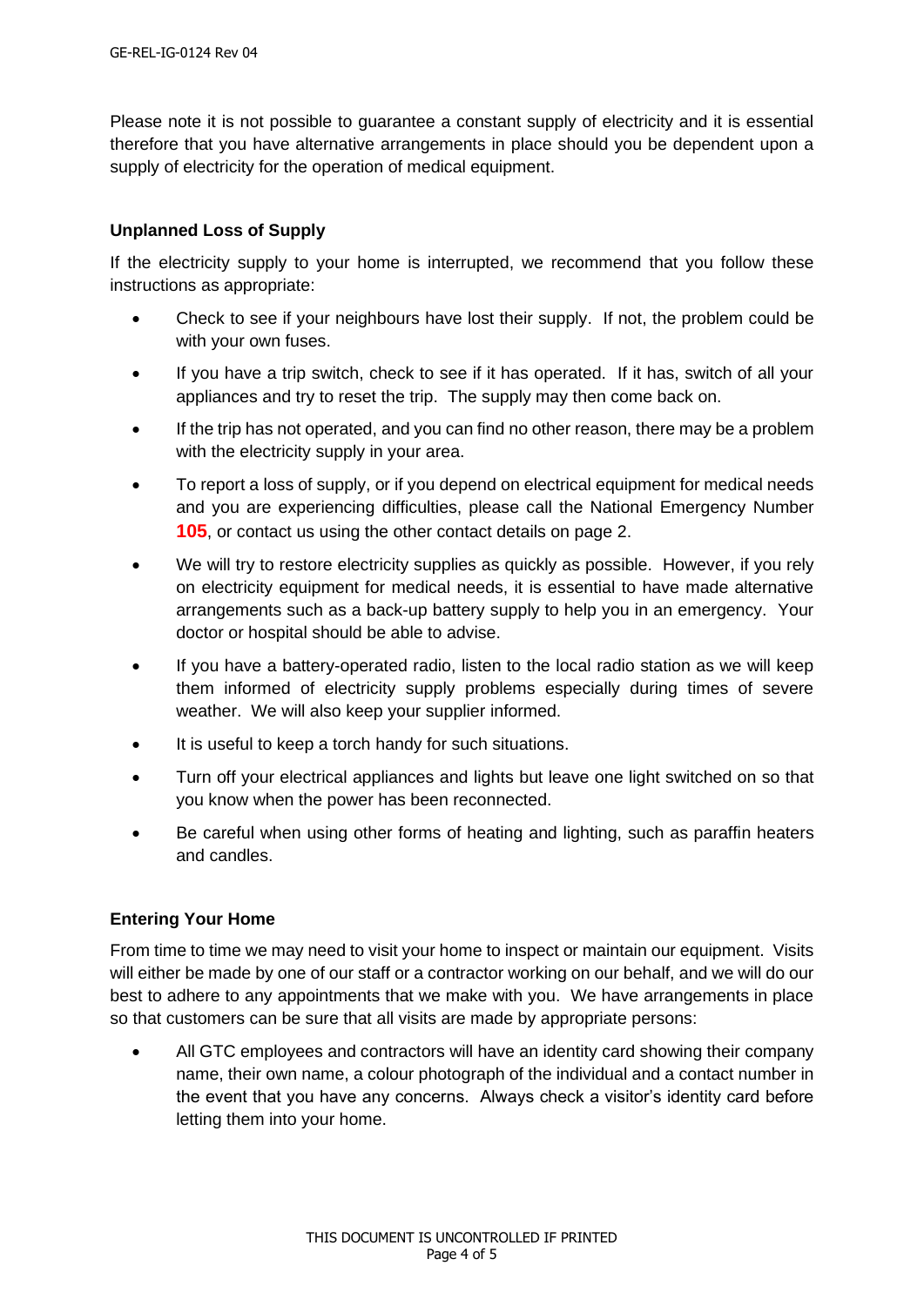Please note it is not possible to guarantee a constant supply of electricity and it is essential therefore that you have alternative arrangements in place should you be dependent upon a supply of electricity for the operation of medical equipment.

**Unplanned Loss of Supply**

If the electricity supply to your home is interrupted, we recommend that you follow these instructions as appropriate:

- Check to see if your neighbours have lost their supply. If not, the problem could be with your own fuses.
- If you have a trip switch, check to see if it has operated. If it has, switch of all your appliances and try to reset the trip. The supply may then come back on.
- If the trip has not operated, and you can find no other reason, there may be a problem with the electricity supply in your area.
- To report a loss of supply, or if you depend on electrical equipment for medical needs and you are experiencing difficulties, please call the National Emergency Number **105**, or contact us using the other contact details on page 2.
- We will try to restore electricity supplies as quickly as possible. However, if you rely on electricity equipment for medical needs, it is essential to have made alternative arrangements such as a back-up battery supply to help you in an emergency. Your doctor or hospital should be able to advise.
- If you have a battery-operated radio, listen to the local radio station as we will keep them informed of electricity supply problems especially during times of severe weather. We will also keep your supplier informed.
- It is useful to keep a torch handy for such situations.
- Turn off your electrical appliances and lights but leave one light switched on so that you know when the power has been reconnected.
- Be careful when using other forms of heating and lighting, such as paraffin heaters and candles.

**Entering Your Home**

From time to time we may need to visit your home to inspect or maintain our equipment. Visits will either be made by one of our staff or a contractor working on our behalf, and we will do our best to adhere to any appointments that we make with you. We have arrangements in place so that customers can be sure that all visits are made by appropriate persons:

- All GTC employees and contractors will have an identity card showing their company name, their own name, a colour photograph of the individual and a contact number in the event that you have any concerns. Always check a visitor's identity card before letting them into your home.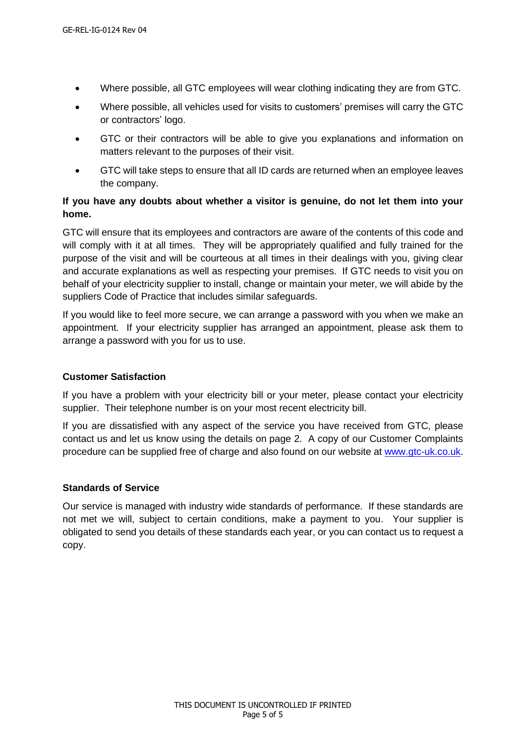- Where possible, all GTC employees will wear clothing indicating they are from GTC.
- Where possible, all vehicles used for visits to customers' premises will carry the GTC or contractors' logo.
- GTC or their contractors will be able to give you explanations and information on matters relevant to the purposes of their visit.
- GTC will take steps to ensure that all ID cards are returned when an employee leaves the company.

**If you have any doubts about whether a visitor is genuine, do not let them into your home.**

GTC will ensure that its employees and contractors are aware of the contents of this code and will comply with it at all times. They will be appropriately qualified and fully trained for the purpose of the visit and will be courteous at all times in their dealings with you, giving clear and accurate explanations as well as respecting your premises. If GTC needs to visit you on behalf of your electricity supplier to install, change or maintain your meter, we will abide by the suppliers Code of Practice that includes similar safeguards.

If you would like to feel more secure, we can arrange a password with you when we make an appointment. If your electricity supplier has arranged an appointment, please ask them to arrange a password with you for us to use.

### Customer Satisfaction

If you have a problem with your electricity bill or your meter, please contact your electricity supplier. Their telephone number is on your most recent electricity bill.

If you are dissatisfied with any aspect of the service you have received from GTC, please contact us and let us know using the details on page 2. A copy of our Customer Complaints procedure can be supplied free of charge and also found on our website at [www.gtc-uk.co.uk](http://www.gtc-uk.co.uk).

### Standards of Service

Our service is managed with industry wide standards of performance. If these standards are not met we will, subject to certain conditions, make a payment to you. Your supplier is obligated to send you details of these standards each year, or you can contact us to request a copy.

THIS DOCUMENT IS UNCONTROLLED IF PRINTED